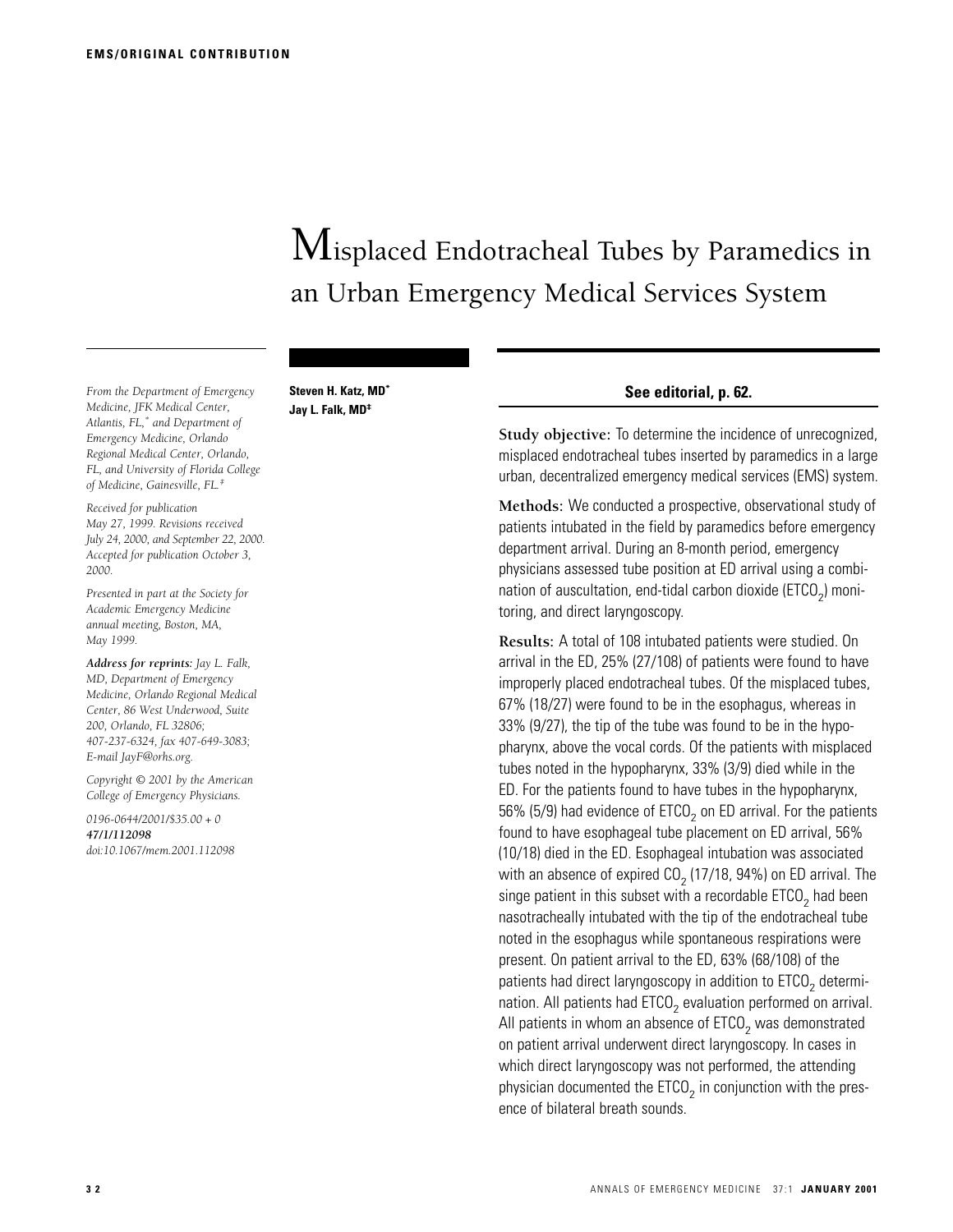EMS/ORIGINAL CONTRIBUTION

# Misplaced Endotracheal Tubes by Paramedics in an Urban Emergency Medical Services System

*From the Department of Emergency Medicine, JFK Medical Center, Atlantis, FL,\* and Department of Emergency Medicine, Orlando Regional Medical Center, Orlando, FL, and University of Florida College of Medicine, Gainesville, FL.‡*

*Received for publication May 27, 1999. Revisions received July 24, 2000, and September 22, 2000. Accepted for publication October 3, 2000.*

*Presented in part at the Society for Academic Emergency Medicine annual meeting, Boston, MA, May 1999.*

***Address for reprints:** Jay L. Falk, MD, Department of Emergency Medicine, Orlando Regional Medical Center, 86 West Underwood, Suite 200, Orlando, FL 32806; 407-237-6324, fax 407-649-3083; E-mail JayF@orhs.org.*

*Copyright © 2001 by the American College of Emergency Physicians.*

*0196-0644/2001/$35.00 + 0*
***47/1/112098***
*doi:10.1067/mem.2001.112098*

**Steven H. Katz, MD\***
**Jay L. Falk, MD‡**

**See editorial, p. 62.**

**Study objective:** To determine the incidence of unrecognized, misplaced endotracheal tubes inserted by paramedics in a large urban, decentralized emergency medical services (EMS) system.

**Methods:** We conducted a prospective, observational study of patients intubated in the field by paramedics before emergency department arrival. During an 8-month period, emergency physicians assessed tube position at ED arrival using a combination of auscultation, end-tidal carbon dioxide ($ETCO_2$) monitoring, and direct laryngoscopy.

**Results:** A total of 108 intubated patients were studied. On arrival in the ED, 25% (27/108) of patients were found to have improperly placed endotracheal tubes. Of the misplaced tubes, 67% (18/27) were found to be in the esophagus, whereas in 33% (9/27), the tip of the tube was found to be in the hypopharynx, above the vocal cords. Of the patients with misplaced tubes noted in the hypopharynx, 33% (3/9) died while in the ED. For the patients found to have tubes in the hypopharynx, 56% (5/9) had evidence of $ETCO_2$ on ED arrival. For the patients found to have esophageal tube placement on ED arrival, 56% (10/18) died in the ED. Esophageal intubation was associated with an absence of expired $CO_2$ (17/18, 94%) on ED arrival. The singe patient in this subset with a recordable $ETCO_2$ had been nasotracheally intubated with the tip of the endotracheal tube noted in the esophagus while spontaneous respirations were present. On patient arrival to the ED, 63% (68/108) of the patients had direct laryngoscopy in addition to $ETCO_2$ determination. All patients had $ETCO_2$ evaluation performed on arrival. All patients in whom an absence of $ETCO_2$ was demonstrated on patient arrival underwent direct laryngoscopy. In cases in which direct laryngoscopy was not performed, the attending physician documented the $ETCO_2$ in conjunction with the presence of bilateral breath sounds.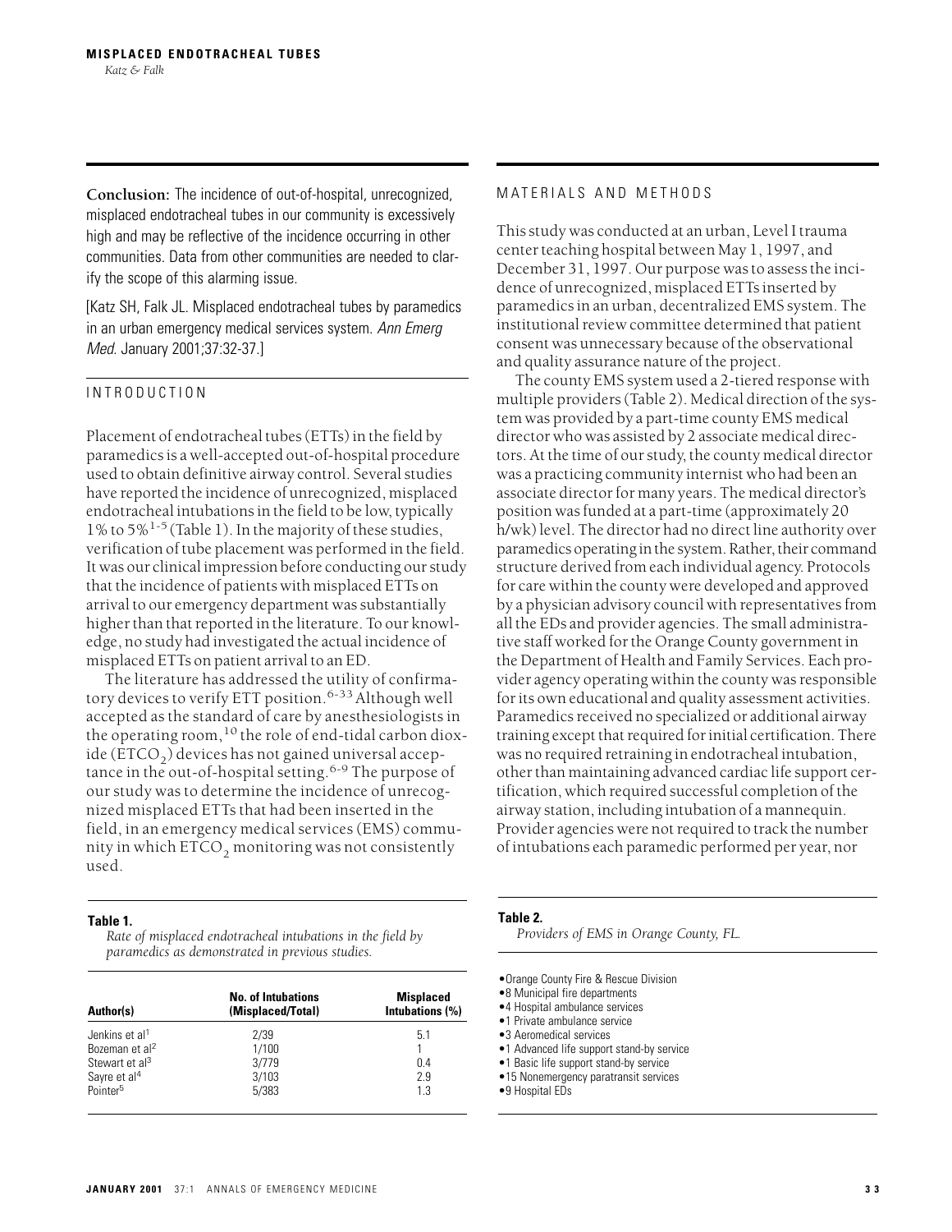**Conclusion:** The incidence of out-of-hospital, unrecognized, misplaced endotracheal tubes in our community is excessively high and may be reflective of the incidence occurring in other communities. Data from other communities are needed to clarify the scope of this alarming issue.

[Katz SH, Falk JL. Misplaced endotracheal tubes by paramedics in an urban emergency medical services system. *Ann Emerg Med.* January 2001;37:32-37.]

## INTRODUCTION

Placement of endotracheal tubes (ETTs) in the field by paramedics is a well-accepted out-of-hospital procedure used to obtain definitive airway control. Several studies have reported the incidence of unrecognized, misplaced endotracheal intubations in the field to be low, typically 1% to 5%[1-5] (Table 1). In the majority of these studies, verification of tube placement was performed in the field. It was our clinical impression before conducting our study that the incidence of patients with misplaced ETTs on arrival to our emergency department was substantially higher than that reported in the literature. To our knowledge, no study had investigated the actual incidence of misplaced ETTs on patient arrival to an ED.

The literature has addressed the utility of confirmatory devices to verify ETT position.[6-33] Although well accepted as the standard of care by anesthesiologists in the operating room,[10] the role of end-tidal carbon dioxide ($ETCO_2$) devices has not gained universal acceptance in the out-of-hospital setting.[6-9] The purpose of our study was to determine the incidence of unrecognized misplaced ETTs that had been inserted in the field, in an emergency medical services (EMS) community in which $ETCO_2$ monitoring was not consistently used.

**Table 1.**
*Rate of misplaced endotracheal intubations in the field by paramedics as demonstrated in previous studies.*

| Author(s) | No. of Intubations (Misplaced/Total) | Misplaced Intubations (%) |
|---|---|---|
| Jenkins et al[1] | 2/39 | 5.1 |
| Bozeman et al[2] | 1/100 | 1 |
| Stewart et al[3] | 3/779 | 0.4 |
| Sayre et al[4] | 3/103 | 2.9 |
| Pointer[5] | 5/383 | 1.3 |

## MATERIALS AND METHODS

This study was conducted at an urban, Level I trauma center teaching hospital between May 1, 1997, and December 31, 1997. Our purpose was to assess the incidence of unrecognized, misplaced ETTs inserted by paramedics in an urban, decentralized EMS system. The institutional review committee determined that patient consent was unnecessary because of the observational and quality assurance nature of the project.

The county EMS system used a 2-tiered response with multiple providers (Table 2). Medical direction of the system was provided by a part-time county EMS medical director who was assisted by 2 associate medical directors. At the time of our study, the county medical director was a practicing community internist who had been an associate director for many years. The medical director's position was funded at a part-time (approximately 20 h/wk) level. The director had no direct line authority over paramedics operating in the system. Rather, their command structure derived from each individual agency. Protocols for care within the county were developed and approved by a physician advisory council with representatives from all the EDs and provider agencies. The small administrative staff worked for the Orange County government in the Department of Health and Family Services. Each provider agency operating within the county was responsible for its own educational and quality assessment activities. Paramedics received no specialized or additional airway training except that required for initial certification. There was no required retraining in endotracheal intubation, other than maintaining advanced cardiac life support certification, which required successful completion of the airway station, including intubation of a mannequin. Provider agencies were not required to track the number of intubations each paramedic performed per year, nor

**Table 2.**
*Providers of EMS in Orange County, FL.*

- Orange County Fire & Rescue Division
- 8 Municipal fire departments
- 4 Hospital ambulance services
- 1 Private ambulance service
- 3 Aeromedical services
- 1 Advanced life support stand-by service
- 1 Basic life support stand-by service
- 15 Nonemergency paratransit services
- 9 Hospital EDs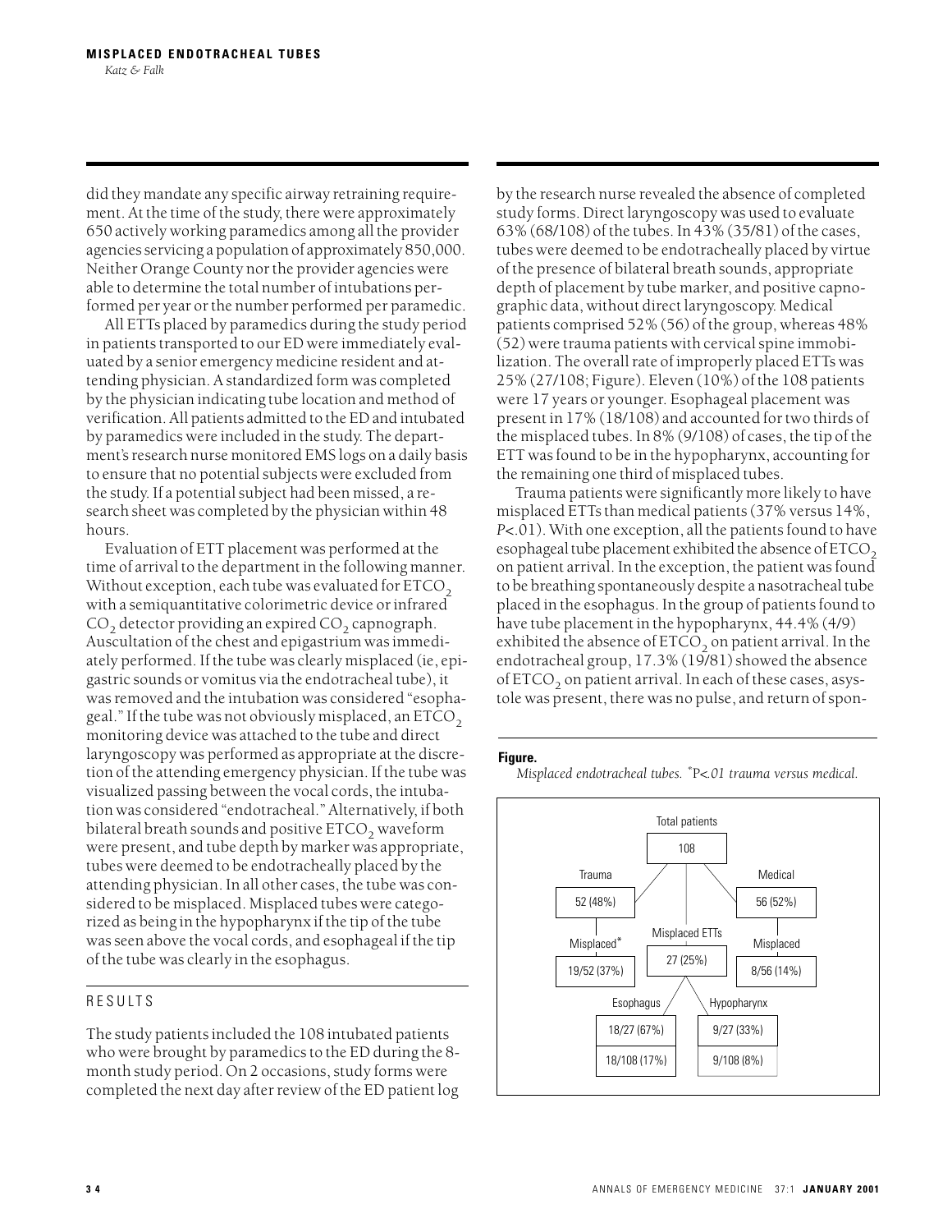did they mandate any specific airway retraining requirement. At the time of the study, there were approximately 650 actively working paramedics among all the provider agencies servicing a population of approximately 850,000. Neither Orange County nor the provider agencies were able to determine the total number of intubations performed per year or the number performed per paramedic.

All ETTs placed by paramedics during the study period in patients transported to our ED were immediately evaluated by a senior emergency medicine resident and attending physician. A standardized form was completed by the physician indicating tube location and method of verification. All patients admitted to the ED and intubated by paramedics were included in the study. The department's research nurse monitored EMS logs on a daily basis to ensure that no potential subjects were excluded from the study. If a potential subject had been missed, a research sheet was completed by the physician within 48 hours.

Evaluation of ETT placement was performed at the time of arrival to the department in the following manner. Without exception, each tube was evaluated for $ETCO_2$ with a semiquantitative colorimetric device or infrared $CO_2$ detector providing an expired $CO_2$ capnograph. Auscultation of the chest and epigastrium was immediately performed. If the tube was clearly misplaced (ie, epigastric sounds or vomitus via the endotracheal tube), it was removed and the intubation was considered "esophageal." If the tube was not obviously misplaced, an $ETCO_2$ monitoring device was attached to the tube and direct laryngoscopy was performed as appropriate at the discretion of the attending emergency physician. If the tube was visualized passing between the vocal cords, the intubation was considered "endotracheal." Alternatively, if both bilateral breath sounds and positive $ETCO_2$ waveform were present, and tube depth by marker was appropriate, tubes were deemed to be endotracheally placed by the attending physician. In all other cases, the tube was considered to be misplaced. Misplaced tubes were categorized as being in the hypopharynx if the tip of the tube was seen above the vocal cords, and esophageal if the tip of the tube was clearly in the esophagus.

## RESULTS

The study patients included the 108 intubated patients who were brought by paramedics to the ED during the 8-month study period. On 2 occasions, study forms were completed the next day after review of the ED patient log by the research nurse revealed the absence of completed study forms. Direct laryngoscopy was used to evaluate 63% (68/108) of the tubes. In 43% (35/81) of the cases, tubes were deemed to be endotracheally placed by virtue of the presence of bilateral breath sounds, appropriate depth of placement by tube marker, and positive capnographic data, without direct laryngoscopy. Medical patients comprised 52% (56) of the group, whereas 48% (52) were trauma patients with cervical spine immobilization. The overall rate of improperly placed ETTs was 25% (27/108; Figure). Eleven (10%) of the 108 patients were 17 years or younger. Esophageal placement was present in 17% (18/108) and accounted for two thirds of the misplaced tubes. In 8% (9/108) of cases, the tip of the ETT was found to be in the hypopharynx, accounting for the remaining one third of misplaced tubes.

Trauma patients were significantly more likely to have misplaced ETTs than medical patients (37% versus 14%, $P<.01$). With one exception, all the patients found to have esophageal tube placement exhibited the absence of $ETCO_2$ on patient arrival. In the exception, the patient was found to be breathing spontaneously despite a nasotracheal tube placed in the esophagus. In the group of patients found to have tube placement in the hypopharynx, 44.4% (4/9) exhibited the absence of $ETCO_2$ on patient arrival. In the endotracheal group, 17.3% (19/81) showed the absence of $ETCO_2$ on patient arrival. In each of these cases, asystole was present, there was no pulse, and return of spon-

**Figure.**

*Misplaced endotracheal tubes.* *$P<.01$ *trauma versus medical.*

Total patients: 108
- Trauma: 52 (48%)
  - Misplaced*: 19/52 (37%)
- Medical: 56 (52%)
  - Misplaced: 8/56 (14%)
- Misplaced ETTs: 27 (25%)
  - Esophagus: 18/27 (67%); 18/108 (17%)
  - Hypopharynx: 9/27 (33%); 9/108 (8%)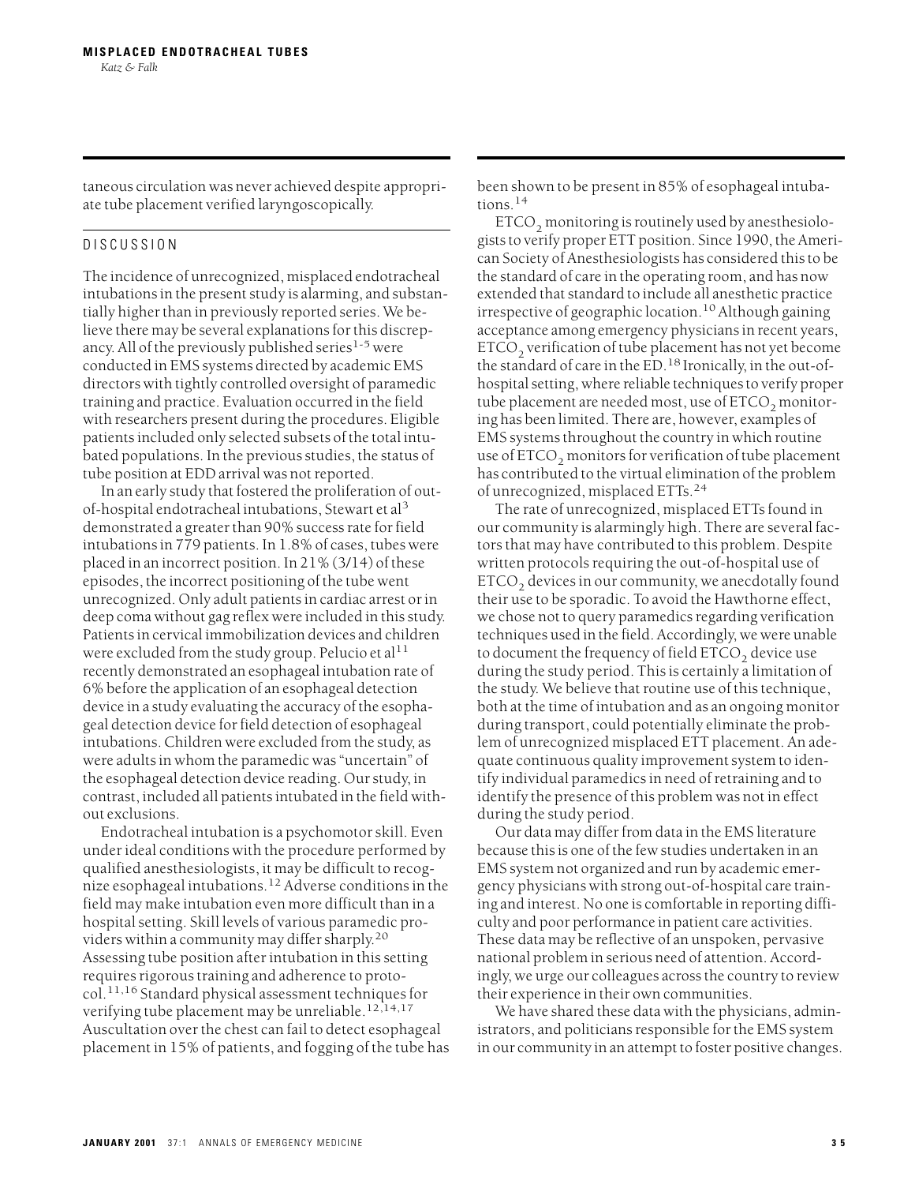taneous circulation was never achieved despite appropriate tube placement verified laryngoscopically.

## DISCUSSION

The incidence of unrecognized, misplaced endotracheal intubations in the present study is alarming, and substantially higher than in previously reported series. We believe there may be several explanations for this discrepancy. All of the previously published series[1-5] were conducted in EMS systems directed by academic EMS directors with tightly controlled oversight of paramedic training and practice. Evaluation occurred in the field with researchers present during the procedures. Eligible patients included only selected subsets of the total intubated populations. In the previous studies, the status of tube position at EDD arrival was not reported.

In an early study that fostered the proliferation of out-of-hospital endotracheal intubations, Stewart et al[3] demonstrated a greater than 90% success rate for field intubations in 779 patients. In 1.8% of cases, tubes were placed in an incorrect position. In 21% (3/14) of these episodes, the incorrect positioning of the tube went unrecognized. Only adult patients in cardiac arrest or in deep coma without gag reflex were included in this study. Patients in cervical immobilization devices and children were excluded from the study group. Pelucio et al[11] recently demonstrated an esophageal intubation rate of 6% before the application of an esophageal detection device in a study evaluating the accuracy of the esophageal detection device for field detection of esophageal intubations. Children were excluded from the study, as were adults in whom the paramedic was "uncertain" of the esophageal detection device reading. Our study, in contrast, included all patients intubated in the field without exclusions.

Endotracheal intubation is a psychomotor skill. Even under ideal conditions with the procedure performed by qualified anesthesiologists, it may be difficult to recognize esophageal intubations.[12] Adverse conditions in the field may make intubation even more difficult than in a hospital setting. Skill levels of various paramedic providers within a community may differ sharply.[20] Assessing tube position after intubation in this setting requires rigorous training and adherence to protocol.[11,16] Standard physical assessment techniques for verifying tube placement may be unreliable.[12,14,17] Auscultation over the chest can fail to detect esophageal placement in 15% of patients, and fogging of the tube has been shown to be present in 85% of esophageal intubations.[14]

$ETCO_2$ monitoring is routinely used by anesthesiologists to verify proper ETT position. Since 1990, the American Society of Anesthesiologists has considered this to be the standard of care in the operating room, and has now extended that standard to include all anesthetic practice irrespective of geographic location.[10] Although gaining acceptance among emergency physicians in recent years, $ETCO_2$ verification of tube placement has not yet become the standard of care in the ED.[18] Ironically, in the out-of-hospital setting, where reliable techniques to verify proper tube placement are needed most, use of $ETCO_2$ monitoring has been limited. There are, however, examples of EMS systems throughout the country in which routine use of $ETCO_2$ monitors for verification of tube placement has contributed to the virtual elimination of the problem of unrecognized, misplaced ETTs.[24]

The rate of unrecognized, misplaced ETTs found in our community is alarmingly high. There are several factors that may have contributed to this problem. Despite written protocols requiring the out-of-hospital use of $ETCO_2$ devices in our community, we anecdotally found their use to be sporadic. To avoid the Hawthorne effect, we chose not to query paramedics regarding verification techniques used in the field. Accordingly, we were unable to document the frequency of field $ETCO_2$ device use during the study period. This is certainly a limitation of the study. We believe that routine use of this technique, both at the time of intubation and as an ongoing monitor during transport, could potentially eliminate the problem of unrecognized misplaced ETT placement. An adequate continuous quality improvement system to identify individual paramedics in need of retraining and to identify the presence of this problem was not in effect during the study period.

Our data may differ from data in the EMS literature because this is one of the few studies undertaken in an EMS system not organized and run by academic emergency physicians with strong out-of-hospital care training and interest. No one is comfortable in reporting difficulty and poor performance in patient care activities. These data may be reflective of an unspoken, pervasive national problem in serious need of attention. Accordingly, we urge our colleagues across the country to review their experience in their own communities.

We have shared these data with the physicians, administrators, and politicians responsible for the EMS system in our community in an attempt to foster positive changes.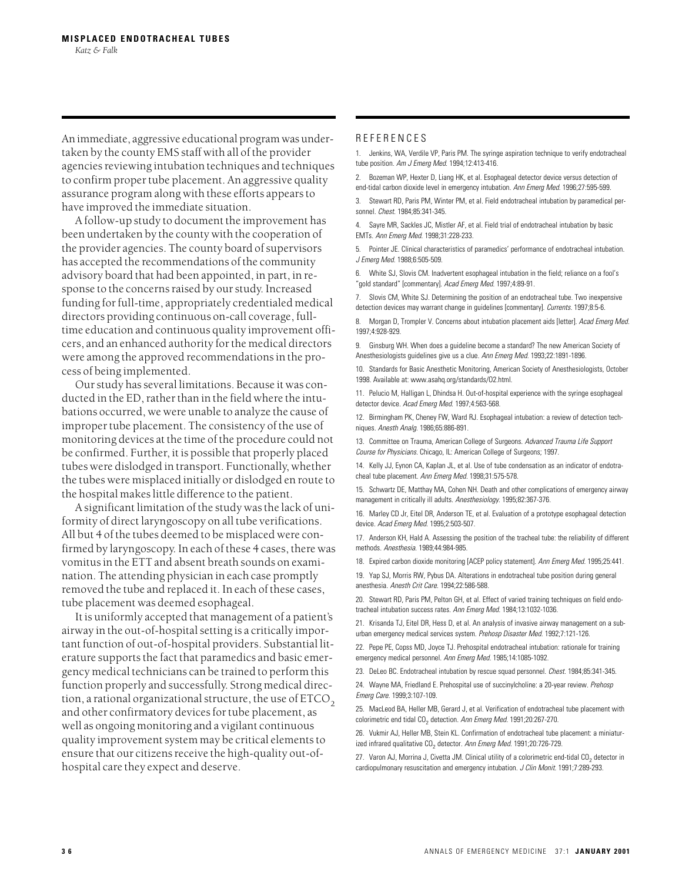An immediate, aggressive educational program was undertaken by the county EMS staff with all of the provider agencies reviewing intubation techniques and techniques to confirm proper tube placement. An aggressive quality assurance program along with these efforts appears to have improved the immediate situation.

A follow-up study to document the improvement has been undertaken by the county with the cooperation of the provider agencies. The county board of supervisors has accepted the recommendations of the community advisory board that had been appointed, in part, in response to the concerns raised by our study. Increased funding for full-time, appropriately credentialed medical directors providing continuous on-call coverage, full-time education and continuous quality improvement officers, and an enhanced authority for the medical directors were among the approved recommendations in the process of being implemented.

Our study has several limitations. Because it was conducted in the ED, rather than in the field where the intubations occurred, we were unable to analyze the cause of improper tube placement. The consistency of the use of monitoring devices at the time of the procedure could not be confirmed. Further, it is possible that properly placed tubes were dislodged in transport. Functionally, whether the tubes were misplaced initially or dislodged en route to the hospital makes little difference to the patient.

A significant limitation of the study was the lack of uniformity of direct laryngoscopy on all tube verifications. All but 4 of the tubes deemed to be misplaced were confirmed by laryngoscopy. In each of these 4 cases, there was vomitus in the ETT and absent breath sounds on examination. The attending physician in each case promptly removed the tube and replaced it. In each of these cases, tube placement was deemed esophageal.

It is uniformly accepted that management of a patient's airway in the out-of-hospital setting is a critically important function of out-of-hospital providers. Substantial literature supports the fact that paramedics and basic emergency medical technicians can be trained to perform this function properly and successfully. Strong medical direction, a rational organizational structure, the use of $ETCO_2$ and other confirmatory devices for tube placement, as well as ongoing monitoring and a vigilant continuous quality improvement system may be critical elements to ensure that our citizens receive the high-quality out-of-hospital care they expect and deserve.

## REFERENCES

1. Jenkins, WA, Verdile VP, Paris PM. The syringe aspiration technique to verify endotracheal tube position. *Am J Emerg Med.* 1994;12:413-416.
2. Bozeman WP, Hexter D, Liang HK, et al. Esophageal detector device versus detection of end-tidal carbon dioxide level in emergency intubation. *Ann Emerg Med.* 1996;27:595-599.
3. Stewart RD, Paris PM, Winter PM, et al. Field endotracheal intubation by paramedical personnel. *Chest.* 1984;85:341-345.
4. Sayre MR, Sackles JC, Mistler AF, et al. Field trial of endotracheal intubation by basic EMTs. *Ann Emerg Med.* 1998;31:228-233.
5. Pointer JE. Clinical characteristics of paramedics' performance of endotracheal intubation. *J Emerg Med.* 1988;6:505-509.
6. White SJ, Slovis CM. Inadvertent esophageal intubation in the field; reliance on a fool's "gold standard" [commentary]. *Acad Emerg Med.* 1997;4:89-91.
7. Slovis CM, White SJ. Determining the position of an endotracheal tube. Two inexpensive detection devices may warrant change in guidelines [commentary]. *Currents.* 1997;8:5-6.
8. Morgan D, Trompler V. Concerns about intubation placement aids [letter]. *Acad Emerg Med.* 1997;4:928-929.
9. Ginsburg WH. When does a guideline become a standard? The new American Society of Anesthesiologists guidelines give us a clue. *Ann Emerg Med.* 1993;22:1891-1896.
10. Standards for Basic Anesthetic Monitoring, American Society of Anesthesiologists, October 1998. Available at: www.asahq.org/standards/02.html.
11. Pelucio M, Halligan L, Dhindsa H. Out-of-hospital experience with the syringe esophageal detector device. *Acad Emerg Med.* 1997;4:563-568.
12. Birmingham PK, Cheney FW, Ward RJ. Esophageal intubation: a review of detection techniques. *Anesth Analg.* 1986;65:886-891.
13. Committee on Trauma, American College of Surgeons. *Advanced Trauma Life Support Course for Physicians.* Chicago, IL: American College of Surgeons; 1997.
14. Kelly JJ, Eynon CA, Kaplan JL, et al. Use of tube condensation as an indicator of endotracheal tube placement. *Ann Emerg Med.* 1998;31:575-578.
15. Schwartz DE, Matthay MA, Cohen NH. Death and other complications of emergency airway management in critically ill adults. *Anesthesiology.* 1995;82:367-376.
16. Marley CD Jr, Eitel DR, Anderson TE, et al. Evaluation of a prototype esophageal detection device. *Acad Emerg Med.* 1995;2:503-507.
17. Anderson KH, Hald A. Assessing the position of the tracheal tube: the reliability of different methods. *Anesthesia.* 1989;44:984-985.
18. Expired carbon dioxide monitoring [ACEP policy statement]. *Ann Emerg Med.* 1995;25:441.
19. Yap SJ, Morris RW, Pybus DA. Alterations in endotracheal tube position during general anesthesia. *Anesth Crit Care.* 1994;22:586-588.
20. Stewart RD, Paris PM, Pelton GH, et al. Effect of varied training techniques on field endotracheal intubation success rates. *Ann Emerg Med.* 1984;13:1032-1036.
21. Krisanda TJ, Eitel DR, Hess D, et al. An analysis of invasive airway management on a suburban emergency medical services system. *Prehosp Disaster Med.* 1992;7:121-126.
22. Pepe PE, Copss MD, Joyce TJ. Prehospital endotracheal intubation: rationale for training emergency medical personnel. *Ann Emerg Med.* 1985;14:1085-1092.
23. DeLeo BC. Endotracheal intubation by rescue squad personnel. *Chest.* 1984;85:341-345.
24. Wayne MA, Friedland E. Prehospital use of succinylcholine: a 20-year review. *Prehosp Emerg Care.* 1999;3:107-109.
25. MacLeod BA, Heller MB, Gerard J, et al. Verification of endotracheal tube placement with colorimetric end tidal $CO_2$ detection. *Ann Emerg Med.* 1991;20:267-270.
26. Vukmir AJ, Heller MB, Stein KL. Confirmation of endotracheal tube placement: a miniaturized infrared qualitative $CO_2$ detector. *Ann Emerg Med.* 1991;20:726-729.
27. Varon AJ, Morrina J, Civetta JM. Clinical utility of a colorimetric end-tidal $CO_2$ detector in cardiopulmonary resuscitation and emergency intubation. *J Clin Monit.* 1991;7:289-293.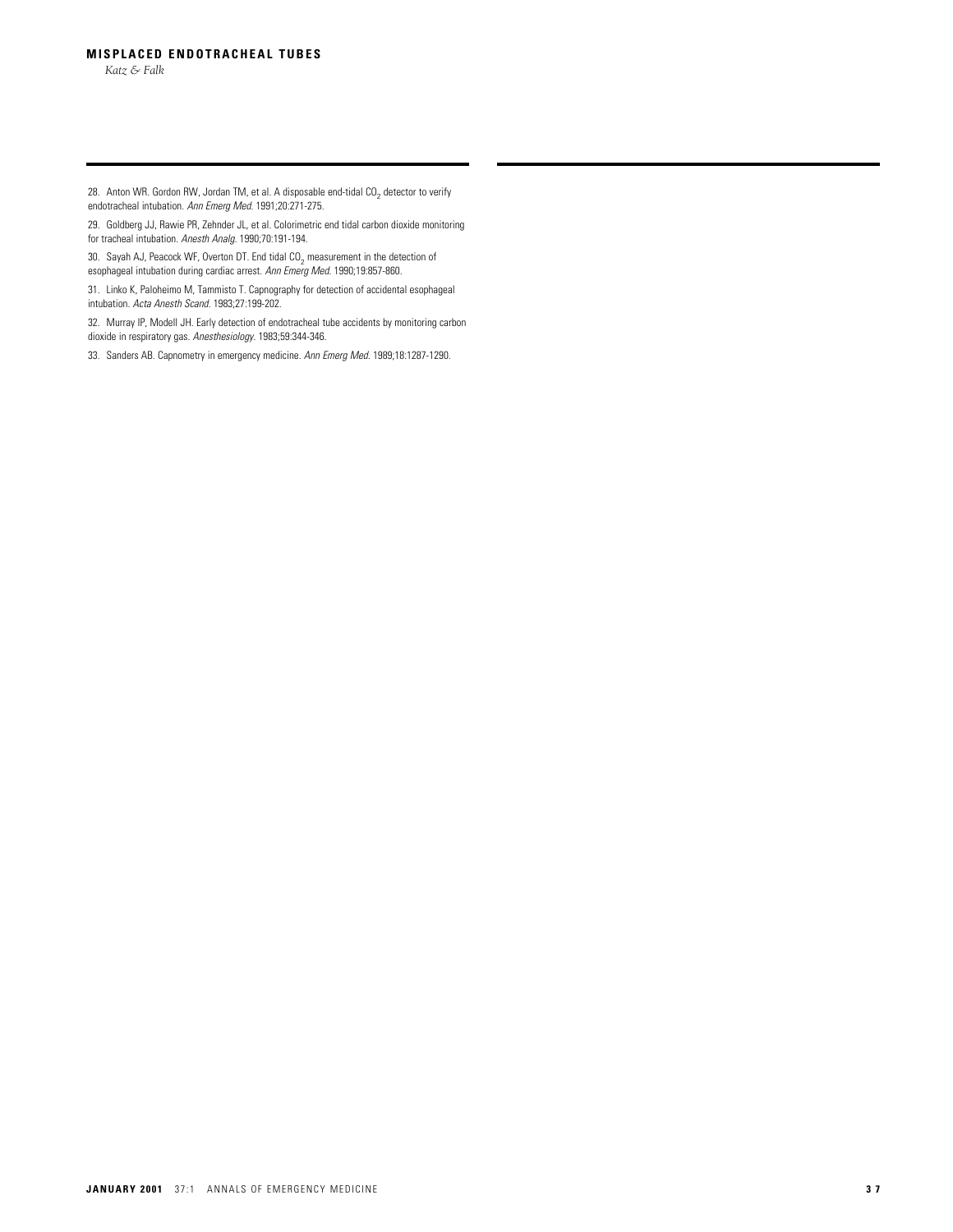28. Anton WR. Gordon RW, Jordan TM, et al. A disposable end-tidal $CO_2$ detector to verify endotracheal intubation. *Ann Emerg Med*. 1991;20:271-275.

29. Goldberg JJ, Rawie PR, Zehnder JL, et al. Colorimetric end tidal carbon dioxide monitoring for tracheal intubation. *Anesth Analg*. 1990;70:191-194.

30. Sayah AJ, Peacock WF, Overton DT. End tidal $CO_2$ measurement in the detection of esophageal intubation during cardiac arrest. *Ann Emerg Med*. 1990;19:857-860.

31. Linko K, Paloheimo M, Tammisto T. Capnography for detection of accidental esophageal intubation. *Acta Anesth Scand*. 1983;27:199-202.

32. Murray IP, Modell JH. Early detection of endotracheal tube accidents by monitoring carbon dioxide in respiratory gas. *Anesthesiology*. 1983;59:344-346.

33. Sanders AB. Capnometry in emergency medicine. *Ann Emerg Med*. 1989;18:1287-1290.